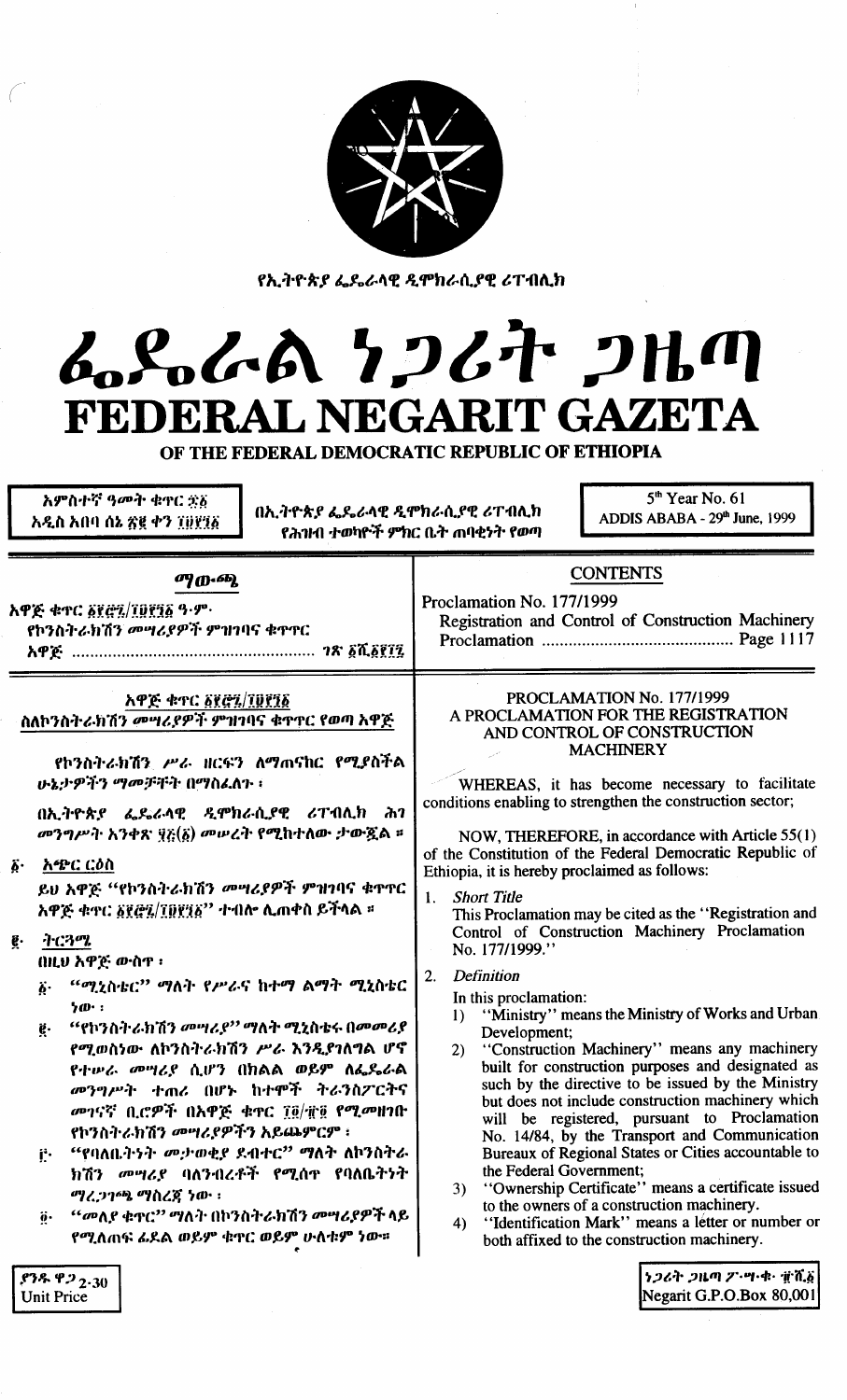የኢትዮጵያ ፌዴራላዊ ዲሞክራሲያዊ ሪፐብሊክ

# ፌዴራል ነጋሪት ጋዜጣ
# FEDERAL NEGARIT GAZETA
OF THE FEDERAL DEMOCRATIC REPUBLIC OF ETHIOPIA

አምስተኛ ዓመት ቁጥር ፷፩
አዲስ አበባ ሰኔ ፳፪ ቀን ፲፱፻፺፩

በኢትዮጵያ ፌዴራላዊ ዲሞክራሲያዊ ሪፐብሊክ የሕዝብ ተወካዮች ምክር ቤት ጠባቂነት የወጣ

5th Year No. 61
ADDIS ABABA - 29th June, 1999

## ማውጫ

አዋጅ ቁጥር ፩፻፸፯/፲፱፻፺፩ ዓ.ም.
የኮንስትራክሽን መሣሪያዎች ምዝገባና ቁጥጥር አዋጅ ..................... ገጽ ፩ሺ፩፻፲፯

## CONTENTS

Proclamation No. 177/1999
Registration and Control of Construction Machinery Proclamation ........................................ Page 1117

## አዋጅ ቁጥር ፩፻፸፯/፲፱፻፺፩
## ስለኮንስትራክሽን መሣሪያዎች ምዝገባና ቁጥጥር የወጣ አዋጅ

የኮንስትራክሽን ሥራ ዘርፍን ለማጠናከር የሚያስችል ሁኔታዎችን ማመቻቸት በማስፈለጉ ፣

በኢትዮጵያ ፌዴራላዊ ዲሞክራሲያዊ ሪፐብሊክ ሕገ መንግሥት አንቀጽ ፶፭(፩) መሠረት የሚከተለው ታውጇል ።

፩· **አጭር ርዕስ**

ይህ አዋጅ "የኮንስትራክሽን መሣሪያዎች ምዝገባና ቁጥጥር አዋጅ ቁጥር ፩፻፸፯/፲፱፻፺፩" ተብሎ ሊጠቀስ ይችላል ።

፪· **ትርጓሜ**

በዚህ አዋጅ ውስጥ ፡

፩· "ሚኒስቴር" ማለት የሥራና ከተማ ልማት ሚኒስቴር ነው ፡

፪· "የኮንስትራክሽን መሣሪያ" ማለት ሚኒስቴሩ በመመሪያ የሚወስነው ለኮንስትራክሽን ሥራ እንዲያገለግል ሆኖ የተሠራ መሣሪያ ሲሆን በክልል ወይም ለፌዴራል መንግሥት ተጠሪ በሆኑ ከተሞች ትራንስፖርትና መገናኛ ቢሮዎች በአዋጅ ቁጥር ፲፬/፹፬ የሚመዘገቡ የኮንስትራክሽን መሣሪያዎችን አይጨምርም ፡

፫· "የባለቤትነት መታወቂያ ደብተር" ማለት ለኮንስትራክሽን መሣሪያ ባለንብረቶች የሚሰጥ የባለቤትነት ማረጋገጫ ማስረጃ ነው ፡

፬· "መለያ ቁጥር" ማለት በኮንስትራክሽን መሣሪያዎች ላይ የሚለጠፍ ፊደል ወይም ቁጥር ወይም ሁለቱም ነው።

## PROCLAMATION No. 177/1999
## A PROCLAMATION FOR THE REGISTRATION AND CONTROL OF CONSTRUCTION MACHINERY

WHEREAS, it has become necessary to facilitate conditions enabling to strengthen the construction sector;

NOW, THEREFORE, in accordance with Article 55(1) of the Constitution of the Federal Democratic Republic of Ethiopia, it is hereby proclaimed as follows:

1. *Short Title*

This Proclamation may be cited as the "Registration and Control of Construction Machinery Proclamation No. 177/1999."

2. *Definition*

In this proclamation:

1) "Ministry" means the Ministry of Works and Urban Development;
2) "Construction Machinery" means any machinery built for construction purposes and designated as such by the directive to be issued by the Ministry but does not include construction machinery which will be registered, pursuant to Proclamation No. 14/84, by the Transport and Communication Bureaux of Regional States or Cities accountable to the Federal Government;
3) "Ownership Certificate" means a certificate issued to the owners of a construction machinery.
4) "Identification Mark" means a letter or number or both affixed to the construction machinery.

ያንዱ ዋጋ 2·30
Unit Price

ነጋሪት ጋዜጣ ፖ·ሣ·ቁ· ፹ሺ፩
Negarit G.P.O.Box 80,001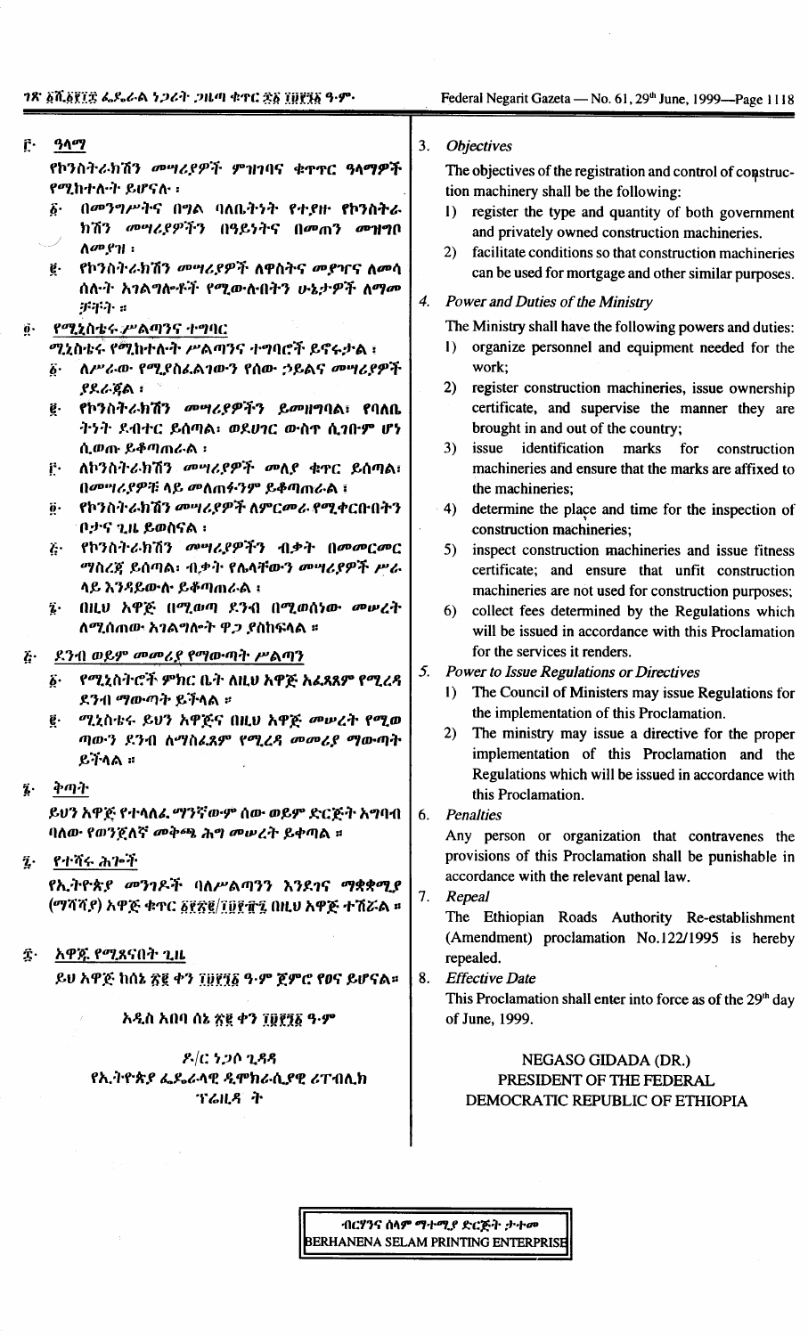፫· ዓላማ

የኮንስትራክሽን መሣሪያዎች ምዝገባና ቁጥጥር ዓላማዎች የሚከተሉት ይሆናሉ ፡

፩· በመንግሥትና በግል ባለቤትነት የተያዙ የኮንስትራክሽን መሣሪያዎችን በዓይነትና በመጠን መዝግቦ ለመያዝ ፡

፪· የኮንስትራክሽን መሣሪያዎች ለዋስትና መያዣና ለመሳሰሉት አገልግሎቶች የሚውሉበትን ሁኔታዎች ለማመቻቸት ።

፬· የሚኒስቴሩ ሥልጣንና ተግባር

ሚኒስቴሩ የሚከተሉት ሥልጣንና ተግባሮች ይኖሩታል ፡

፩· ለሥራው የሚያስፈልገውን የሰው ኃይልና መሣሪያዎች ያደራጃል ፡

፪· የኮንስትራክሽን መሣሪያዎችን ይመዘግባል፡ የባለቤትነት ደብተር ይሰጣል፡ ወደሀገር ውስጥ ሲገቡም ሆነ ሲወጡ ይቆጣጠራል ፡

፫· ለኮንስትራክሽን መሣሪያዎች መለያ ቁጥር ይሰጣል፡ በመሣሪያዎቹ ላይ መለጠፉንም ይቆጣጠራል ፡

፬· የኮንስትራክሽን መሣሪያዎች ለምርመራ የሚቀርቡበትን ቦታና ጊዜ ይወስናል ፡

፭· የኮንስትራክሽን መሣሪያዎችን ብቃት በመመርመር ማስረጃ ይሰጣል፡ ብቃት የሌላቸውን መሣሪያዎች ሥራ ላይ እንዳይውሉ ይቆጣጠራል ፡

፮· በዚህ አዋጅ በሚወጣ ደንብ በሚወሰነው መሠረት ለሚሰጠው አገልግሎት ዋጋ ያስከፍላል ።

፭· ደንብ ወይም መመሪያ የማውጣት ሥልጣን

፩· የሚኒስትሮች ምክር ቤት ለዚህ አዋጅ አፈጻጸም የሚረዳ ደንብ ማውጣት ይችላል ።

፪· ሚኒስቴሩ ይህን አዋጅና በዚህ አዋጅ መሠረት የሚወጣውን ደንብ ለማስፈጸም የሚረዳ መመሪያ ማውጣት ይችላል ።

፮· ቅጣት

ይህን አዋጅ የተላለፈ ማንኛውም ሰው ወይም ድርጅት አግባብ ባለው የወንጀለኛ መቅጫ ሕግ መሠረት ይቀጣል ።

፯· የተሻሩ ሕጎች

የኢትዮጵያ መንገዶች ባለሥልጣንን እንደገና ማቋቋሚያ (ማሻሻያ) አዋጅ ቁጥር ፩፻፳፪/፲፱፻፹፯ በዚህ አዋጅ ተሽሯል ።

፰· አዋጁ የሚጸናበት ጊዜ

ይህ አዋጅ ከሰኔ ፳፪ ቀን ፲፱፻፺፩ ዓ·ም ጀምሮ የፀና ይሆናል።

አዲስ አበባ ሰኔ ፳፪ ቀን ፲፱፻፺፩ ዓ·ም

ዶ/ር ነጋሶ ጊዳዳ

የኢትዮጵያ ፌዴራላዊ ዲሞክራሲያዊ ሪፐብሊክ ፕሬዚዳንት

3. *Objectives*

The objectives of the registration and control of construction machinery shall be the following:

1) register the type and quantity of both government and privately owned construction machineries.
2) facilitate conditions so that construction machineries can be used for mortgage and other similar purposes.

4. *Power and Duties of the Ministry*

The Ministry shall have the following powers and duties:

1) organize personnel and equipment needed for the work;
2) register construction machineries, issue ownership certificate, and supervise the manner they are brought in and out of the country;
3) issue identification marks for construction machineries and ensure that the marks are affixed to the machineries;
4) determine the place and time for the inspection of construction machineries;
5) inspect construction machineries and issue fitness certificate; and ensure that unfit construction machineries are not used for construction purposes;
6) collect fees determined by the Regulations which will be issued in accordance with this Proclamation for the services it renders.

5. *Power to Issue Regulations or Directives*

1) The Council of Ministers may issue Regulations for the implementation of this Proclamation.
2) The ministry may issue a directive for the proper implementation of this Proclamation and the Regulations which will be issued in accordance with this Proclamation.

6. *Penalties*

Any person or organization that contravenes the provisions of this Proclamation shall be punishable in accordance with the relevant penal law.

7. *Repeal*

The Ethiopian Roads Authority Re-establishment (Amendment) proclamation No.122/1995 is hereby repealed.

8. *Effective Date*

This Proclamation shall enter into force as of the 29th day of June, 1999.

NEGASO GIDADA (DR.)

PRESIDENT OF THE FEDERAL DEMOCRATIC REPUBLIC OF ETHIOPIA

ብርሃንና ሰላም ማተሚያ ድርጅት ታተመ
BERHANENA SELAM PRINTING ENTERPRISE